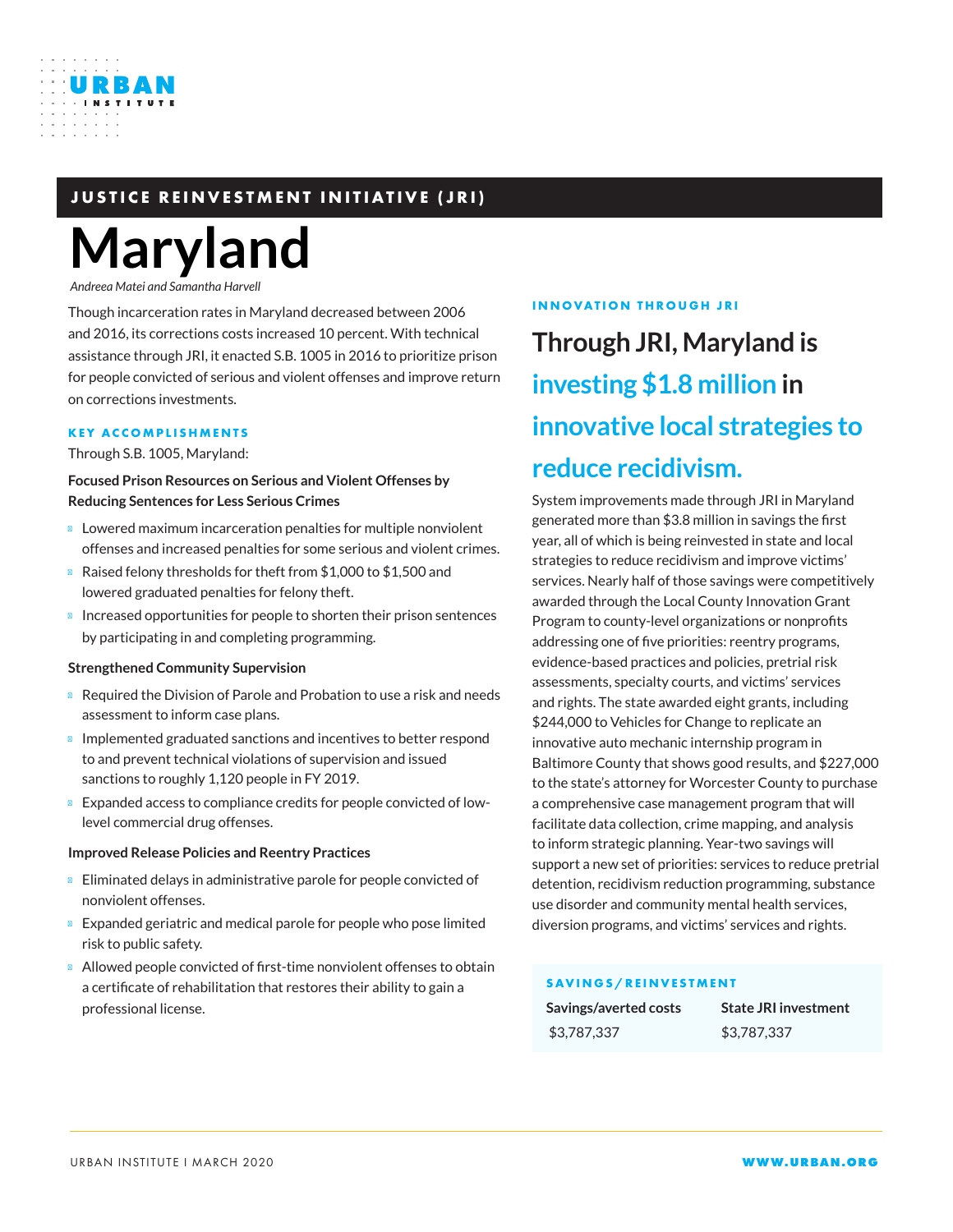**JUSTICE REINVESTMENT INITIATIVE (JRI)**

# Maryland

*Andreea Matei and Samantha Harvell*

Though incarceration rates in Maryland decreased between 2006 and 2016, its corrections costs increased 10 percent. With technical assistance through JRI, it enacted S.B. 1005 in 2016 to prioritize prison for people convicted of serious and violent offenses and improve return on corrections investments.

## KEY ACCOMPLISHMENTS

Through S.B. 1005, Maryland:

### Focused Prison Resources on Serious and Violent Offenses by Reducing Sentences for Less Serious Crimes

- Lowered maximum incarceration penalties for multiple nonviolent offenses and increased penalties for some serious and violent crimes.
- Raised felony thresholds for theft from $1,000 to $1,500 and lowered graduated penalties for felony theft.
- Increased opportunities for people to shorten their prison sentences by participating in and completing programming.

### Strengthened Community Supervision

- Required the Division of Parole and Probation to use a risk and needs assessment to inform case plans.
- Implemented graduated sanctions and incentives to better respond to and prevent technical violations of supervision and issued sanctions to roughly 1,120 people in FY 2019.
- Expanded access to compliance credits for people convicted of low-level commercial drug offenses.

### Improved Release Policies and Reentry Practices

- Eliminated delays in administrative parole for people convicted of nonviolent offenses.
- Expanded geriatric and medical parole for people who pose limited risk to public safety.
- Allowed people convicted of first-time nonviolent offenses to obtain a certificate of rehabilitation that restores their ability to gain a professional license.

## INNOVATION THROUGH JRI

**Through JRI, Maryland is investing $1.8 million in innovative local strategies to reduce recidivism.**

System improvements made through JRI in Maryland generated more than $3.8 million in savings the first year, all of which is being reinvested in state and local strategies to reduce recidivism and improve victims' services. Nearly half of those savings were competitively awarded through the Local County Innovation Grant Program to county-level organizations or nonprofits addressing one of five priorities: reentry programs, evidence-based practices and policies, pretrial risk assessments, specialty courts, and victims' services and rights. The state awarded eight grants, including $244,000 to Vehicles for Change to replicate an innovative auto mechanic internship program in Baltimore County that shows good results, and $227,000 to the state's attorney for Worcester County to purchase a comprehensive case management program that will facilitate data collection, crime mapping, and analysis to inform strategic planning. Year-two savings will support a new set of priorities: services to reduce pretrial detention, recidivism reduction programming, substance use disorder and community mental health services, diversion programs, and victims' services and rights.

## SAVINGS/REINVESTMENT

| Savings/averted costs | State JRI investment |
|---|---|
| $3,787,337 | $3,787,337 |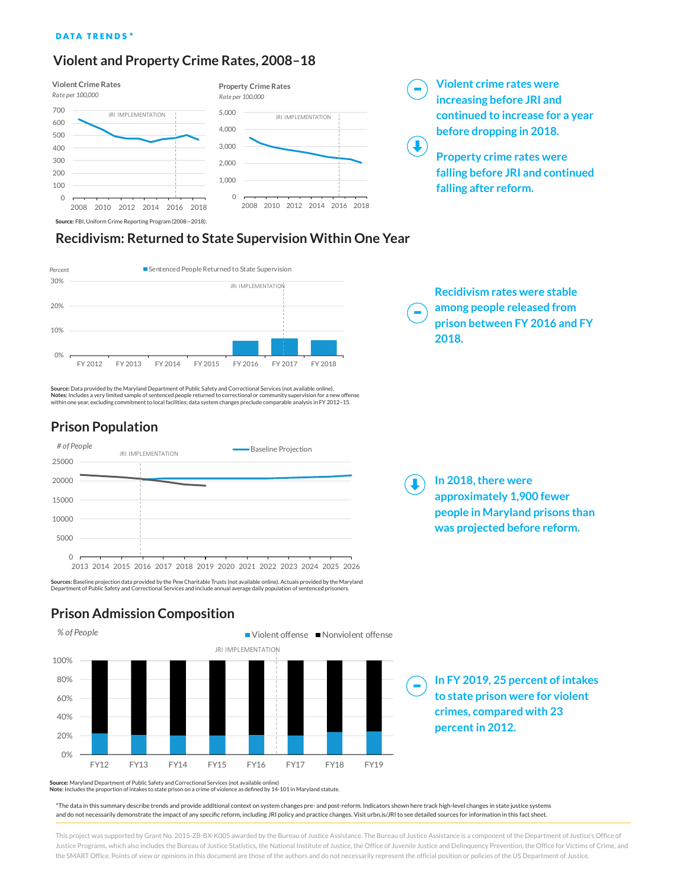DATA TRENDS*

## Violent and Property Crime Rates, 2008–18

Violent Crime Rates
*Rate per 100,000*

700
600
500
400
300
200
100
0
2008 2010 2012 2014 2016 2018
JRI IMPLEMENTATION

Property Crime Rates
*Rate per 100,000*

5,000
4,000
3,000
2,000
1,000
0
2008 2010 2012 2014 2016 2018
JRI IMPLEMENTATION

**Source:** FBI, Uniform Crime Reporting Program (2008–2018).

**Violent crime rates were increasing before JRI and continued to increase for a year before dropping in 2018.**

**Property crime rates were falling before JRI and continued falling after reform.**

## Recidivism: Returned to State Supervision Within One Year

Percent
Sentenced People Returned to State Supervision
JRI IMPLEMENTATION
30%
20%
10%
0%
FY 2012 FY 2013 FY 2014 FY 2015 FY 2016 FY 2017 FY 2018

**Source:** Data provided by the Maryland Department of Public Safety and Correctional Services (not available online).
**Notes:** Includes a very limited sample of sentenced people returned to correctional or community supervision for a new offense within one year, excluding commitment to local facilities; data system changes preclude comparable analysis in FY 2012–15.

**Recidivism rates were stable among people released from prison between FY 2016 and FY 2018.**

## Prison Population

*# of People*
JRI IMPLEMENTATION
Baseline Projection
25000
20000
15000
10000
5000
0
2013 2014 2015 2016 2017 2018 2019 2020 2021 2022 2023 2024 2025 2026

**Sources:** Baseline projection data provided by the Pew Charitable Trusts (not available online). Actuals provided by the Maryland Department of Public Safety and Correctional Services and include annual average daily population of sentenced prisoners.

**In 2018, there were approximately 1,900 fewer people in Maryland prisons than was projected before reform.**

## Prison Admission Composition

*% of People*
Violent offense
Nonviolent offense
JRI IMPLEMENTATION
100%
80%
60%
40%
20%
0%
FY12 FY13 FY14 FY15 FY16 FY17 FY18 FY19

**Source:** Maryland Department of Public Safety and Correctional Services (not available online)
**Note:** Includes the proportion of intakes to state prison on a crime of violence as defined by 14-101 in Maryland statute.

**In FY 2019, 25 percent of intakes to state prison were for violent crimes, compared with 23 percent in 2012.**

*The data in this summary describe trends and provide additional context on system changes pre- and post-reform. Indicators shown here track high-level changes in state justice systems and do not necessarily demonstrate the impact of any specific reform, including JRI policy and practice changes. Visit urbn.is/JRI to see detailed sources for information in this fact sheet.

This project was supported by Grant No. 2015-ZB-BX-K005 awarded by the Bureau of Justice Assistance. The Bureau of Justice Assistance is a component of the Department of Justice's Office of Justice Programs, which also includes the Bureau of Justice Statistics, the National Institute of Justice, the Office of Juvenile Justice and Delinquency Prevention, the Office for Victims of Crime, and the SMART Office. Points of view or opinions in this document are those of the authors and do not necessarily represent the official position or policies of the US Department of Justice.